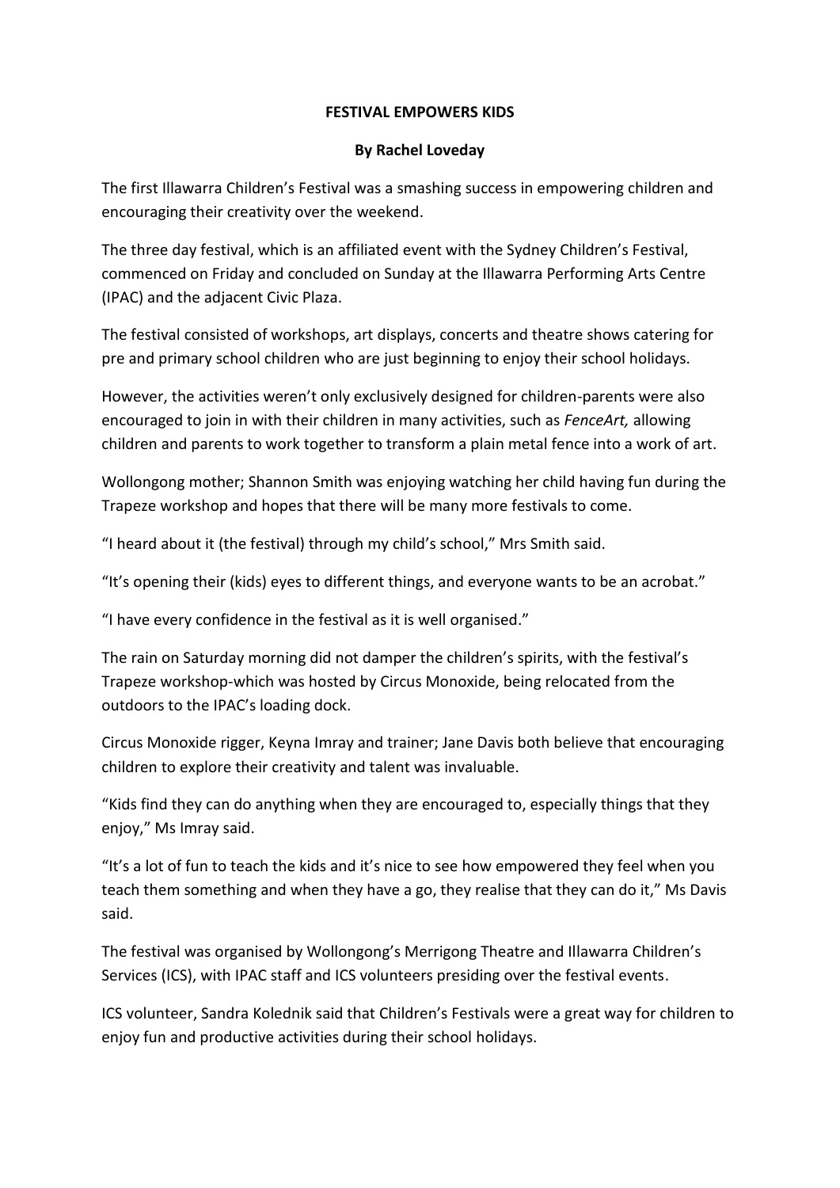**FESTIVAL EMPOWERS KIDS**

**By Rachel Loveday**

The first Illawarra Children's Festival was a smashing success in empowering children and encouraging their creativity over the weekend.

The three day festival, which is an affiliated event with the Sydney Children's Festival, commenced on Friday and concluded on Sunday at the Illawarra Performing Arts Centre (IPAC) and the adjacent Civic Plaza.

The festival consisted of workshops, art displays, concerts and theatre shows catering for pre and primary school children who are just beginning to enjoy their school holidays.

However, the activities weren't only exclusively designed for children-parents were also encouraged to join in with their children in many activities, such as *FenceArt,* allowing children and parents to work together to transform a plain metal fence into a work of art.

Wollongong mother; Shannon Smith was enjoying watching her child having fun during the Trapeze workshop and hopes that there will be many more festivals to come.

"I heard about it (the festival) through my child's school," Mrs Smith said.

"It's opening their (kids) eyes to different things, and everyone wants to be an acrobat."

"I have every confidence in the festival as it is well organised."

The rain on Saturday morning did not damper the children's spirits, with the festival's Trapeze workshop-which was hosted by Circus Monoxide, being relocated from the outdoors to the IPAC's loading dock.

Circus Monoxide rigger, Keyna Imray and trainer; Jane Davis both believe that encouraging children to explore their creativity and talent was invaluable.

"Kids find they can do anything when they are encouraged to, especially things that they enjoy," Ms Imray said.

"It's a lot of fun to teach the kids and it's nice to see how empowered they feel when you teach them something and when they have a go, they realise that they can do it," Ms Davis said.

The festival was organised by Wollongong's Merrigong Theatre and Illawarra Children's Services (ICS), with IPAC staff and ICS volunteers presiding over the festival events.

ICS volunteer, Sandra Kolednik said that Children's Festivals were a great way for children to enjoy fun and productive activities during their school holidays.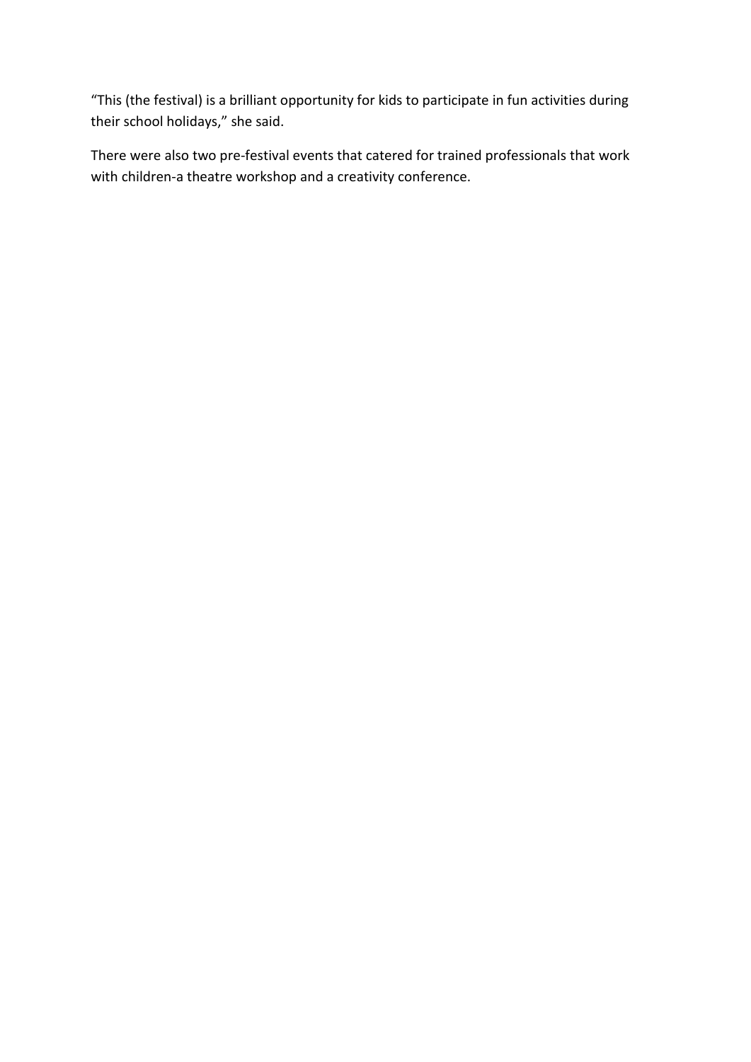"This (the festival) is a brilliant opportunity for kids to participate in fun activities during their school holidays," she said.

There were also two pre-festival events that catered for trained professionals that work with children-a theatre workshop and a creativity conference.